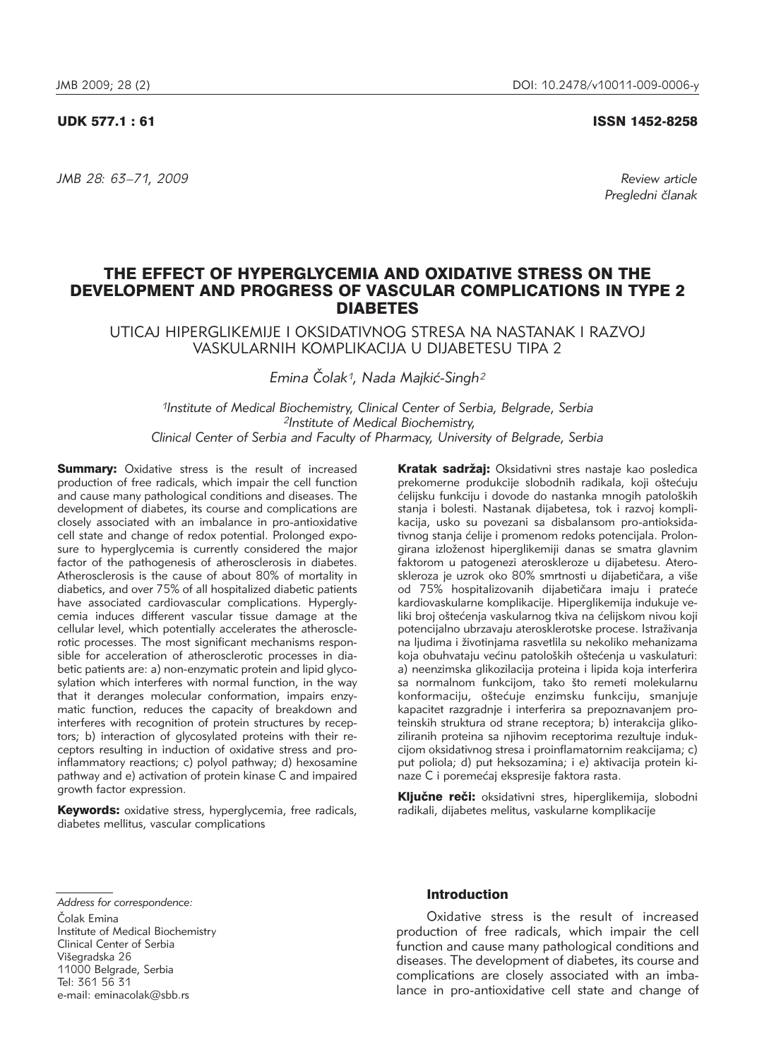UDK 577.1 : 61

ISSN 1452-8258

*JMB 28: 63–71, 2009*

*Review article*
*Pregledni članak*

# THE EFFECT OF HYPERGLYCEMIA AND OXIDATIVE STRESS ON THE DEVELOPMENT AND PROGRESS OF VASCULAR COMPLICATIONS IN TYPE 2 DIABETES

## UTICAJ HIPERGLIKEMIJE I OKSIDATIVNOG STRESA NA NASTANAK I RAZVOJ VASKULARNIH KOMPLIKACIJA U DIJABETESU TIPA 2

*Emina Čolak[1], Nada Majkić-Singh[2]*

*[1]Institute of Medical Biochemistry, Clinical Center of Serbia, Belgrade, Serbia*
*[2]Institute of Medical Biochemistry, Clinical Center of Serbia and Faculty of Pharmacy, University of Belgrade, Serbia*

**Summary:** Oxidative stress is the result of increased production of free radicals, which impair the cell function and cause many pathological conditions and diseases. The development of diabetes, its course and complications are closely associated with an imbalance in pro-antioxidative cell state and change of redox potential. Prolonged exposure to hyperglycemia is currently considered the major factor of the pathogenesis of atherosclerosis in diabetes. Atherosclerosis is the cause of about 80% of mortality in diabetics, and over 75% of all hospitalized diabetic patients have associated cardiovascular complications. Hyperglycemia induces different vascular tissue damage at the cellular level, which potentially accelerates the atherosclerotic processes. The most significant mechanisms responsible for acceleration of atherosclerotic processes in diabetic patients are: a) non-enzymatic protein and lipid glycosylation which interferes with normal function, in the way that it deranges molecular conformation, impairs enzymatic function, reduces the capacity of breakdown and interferes with recognition of protein structures by receptors; b) interaction of glycosylated proteins with their receptors resulting in induction of oxidative stress and proinflammatory reactions; c) polyol pathway; d) hexosamine pathway and e) activation of protein kinase C and impaired growth factor expression.

**Keywords:** oxidative stress, hyperglycemia, free radicals, diabetes mellitus, vascular complications

**Kratak sadržaj:** Oksidativni stres nastaje kao posledica prekomerne produkcije slobodnih radikala, koji oštećuju ćelijsku funkciju i dovode do nastanka mnogih patoloških stanja i bolesti. Nastanak dijabetesa, tok i razvoj komplikacija, usko su povezani sa disbalansom pro-antioksidativnog stanja ćelije i promenom redoks potencijala. Prolongirana izloženost hiperglikemiji danas se smatra glavnim faktorom u patogenezi ateroskleroze u dijabetesu. Ateroskleroza je uzrok oko 80% smrtnosti u dijabetičara, a više od 75% hospitalizovanih dijabetičara imaju i prateće kardiovaskularne komplikacije. Hiperglikemija indukuje veliki broj oštećenja vaskularnog tkiva na ćelijskom nivou koji potencijalno ubrzavaju aterosklerotske procese. Istraživanja na ljudima i životinjama rasvetlila su nekoliko mehanizama koja obuhvataju većinu patoloških oštećenja u vaskulaturi: a) neenzimska glikozilacija proteina i lipida koja interferira sa normalnom funkcijom, tako što remeti molekularnu konformaciju, oštećuje enzimsku funkciju, smanjuje kapacitet razgradnje i interferira sa prepoznavanjem proteinskih struktura od strane receptora; b) interakcija glikoziliranih proteina sa njihovim receptorima rezultuje indukcijom oksidativnog stresa i proinflamatornim reakcijama; c) put poliola; d) put heksozamina; i e) aktivacija protein kinaze C i poremećaj ekspresije faktora rasta.

**Ključne reči:** oksidativni stres, hiperglikemija, slobodni radikali, dijabetes melitus, vaskularne komplikacije

*Address for correspondence:*
Čolak Emina
Institute of Medical Biochemistry
Clinical Center of Serbia
Višegradska 26
11000 Belgrade, Serbia
Tel: 361 56 31
e-mail: eminacolak@sbb.rs

## Introduction

Oxidative stress is the result of increased production of free radicals, which impair the cell function and cause many pathological conditions and diseases. The development of diabetes, its course and complications are closely associated with an imbalance in pro-antioxidative cell state and change of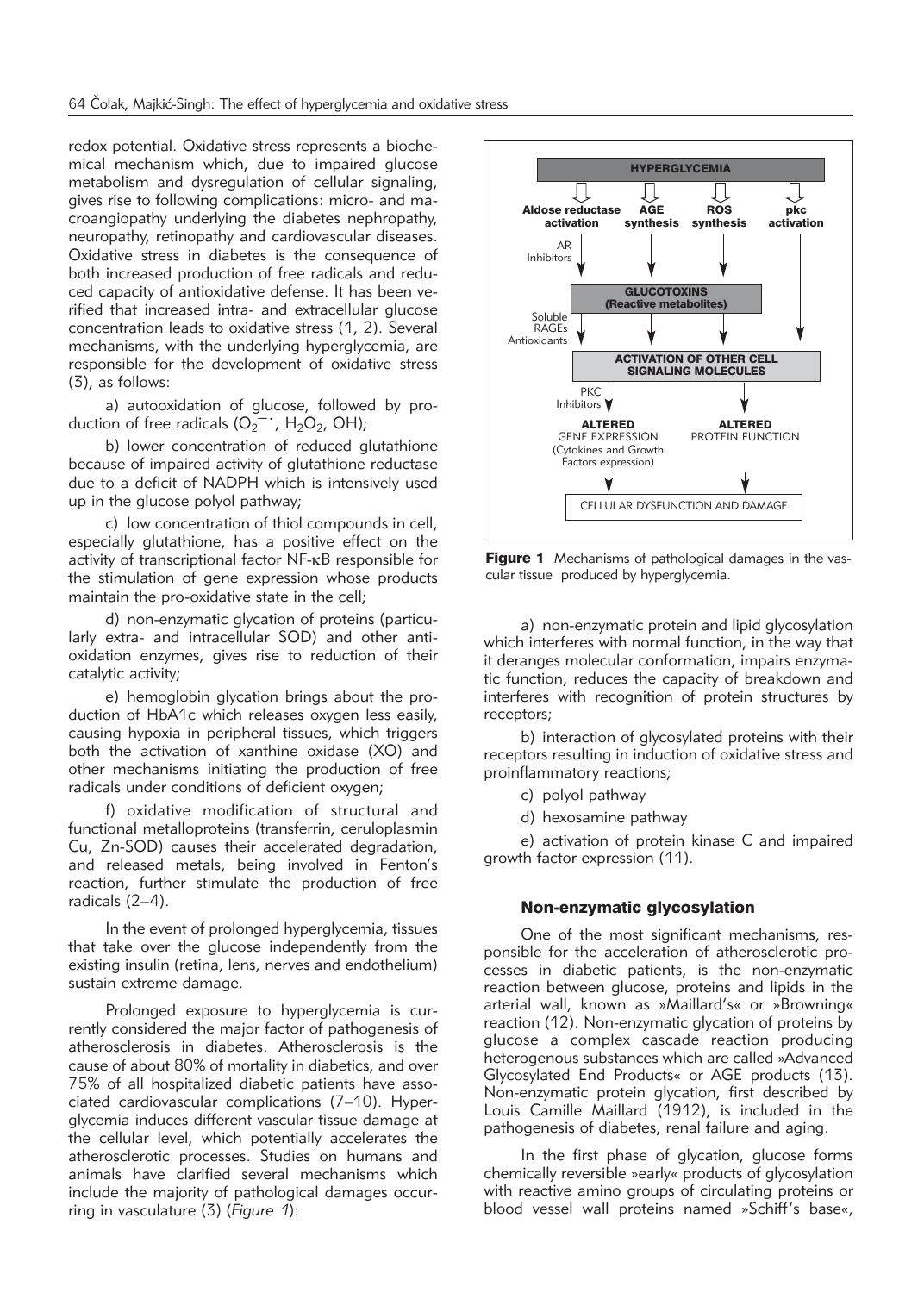redox potential. Oxidative stress represents a biochemical mechanism which, due to impaired glucose metabolism and dysregulation of cellular signaling, gives rise to following complications: micro- and macroangiopathy underlying the diabetes nephropathy, neuropathy, retinopathy and cardiovascular diseases. Oxidative stress in diabetes is the consequence of both increased production of free radicals and reduced capacity of antioxidative defense. It has been verified that increased intra- and extracellular glucose concentration leads to oxidative stress (1, 2). Several mechanisms, with the underlying hyperglycemia, are responsible for the development of oxidative stress (3), as follows:

a) autooxidation of glucose, followed by production of free radicals ($O_2^{-\cdot}$, $H_2O_2$, OH);

b) lower concentration of reduced glutathione because of impaired activity of glutathione reductase due to a deficit of NADPH which is intensively used up in the glucose polyol pathway;

c) low concentration of thiol compounds in cell, especially glutathione, has a positive effect on the activity of transcriptional factor NF-κB responsible for the stimulation of gene expression whose products maintain the pro-oxidative state in the cell;

d) non-enzymatic glycation of proteins (particularly extra- and intracellular SOD) and other antioxidation enzymes, gives rise to reduction of their catalytic activity;

e) hemoglobin glycation brings about the production of HbA1c which releases oxygen less easily, causing hypoxia in peripheral tissues, which triggers both the activation of xanthine oxidase (XO) and other mechanisms initiating the production of free radicals under conditions of deficient oxygen;

f) oxidative modification of structural and functional metalloproteins (transferrin, ceruloplasmin Cu, Zn-SOD) causes their accelerated degradation, and released metals, being involved in Fenton's reaction, further stimulate the production of free radicals (2–4).

In the event of prolonged hyperglycemia, tissues that take over the glucose independently from the existing insulin (retina, lens, nerves and endothelium) sustain extreme damage.

Prolonged exposure to hyperglycemia is currently considered the major factor of pathogenesis of atherosclerosis in diabetes. Atherosclerosis is the cause of about 80% of mortality in diabetics, and over 75% of all hospitalized diabetic patients have associated cardiovascular complications (7–10). Hyperglycemia induces different vascular tissue damage at the cellular level, which potentially accelerates the atherosclerotic processes. Studies on humans and animals have clarified several mechanisms which include the majority of pathological damages occurring in vasculature (3) (*Figure 1*):

HYPERGLYCEMIA

Aldose reductase activation | AGE synthesis | ROS synthesis | pkc activation

AR Inhibitors

GLUCOTOXINS (Reactive metabolites)

Soluble RAGEs Antioxidants

ACTIVATION OF OTHER CELL SIGNALING MOLECULES

PKC Inhibitors

ALTERED GENE EXPRESSION (Cytokines and Growth Factors expression) | ALTERED PROTEIN FUNCTION

CELLULAR DYSFUNCTION AND DAMAGE

**Figure 1** Mechanisms of pathological damages in the vascular tissue produced by hyperglycemia.

a) non-enzymatic protein and lipid glycosylation which interferes with normal function, in the way that it deranges molecular conformation, impairs enzymatic function, reduces the capacity of breakdown and interferes with recognition of protein structures by receptors;

b) interaction of glycosylated proteins with their receptors resulting in induction of oxidative stress and proinflammatory reactions;

c) polyol pathway

d) hexosamine pathway

e) activation of protein kinase C and impaired growth factor expression (11).

## Non-enzymatic glycosylation

One of the most significant mechanisms, responsible for the acceleration of atherosclerotic processes in diabetic patients, is the non-enzymatic reaction between glucose, proteins and lipids in the arterial wall, known as »Maillard's« or »Browning« reaction (12). Non-enzymatic glycation of proteins by glucose a complex cascade reaction producing heterogenous substances which are called »Advanced Glycosylated End Products« or AGE products (13). Non-enzymatic protein glycation, first described by Louis Camille Maillard (1912), is included in the pathogenesis of diabetes, renal failure and aging.

In the first phase of glycation, glucose forms chemically reversible »early« products of glycosylation with reactive amino groups of circulating proteins or blood vessel wall proteins named »Schiff's base«,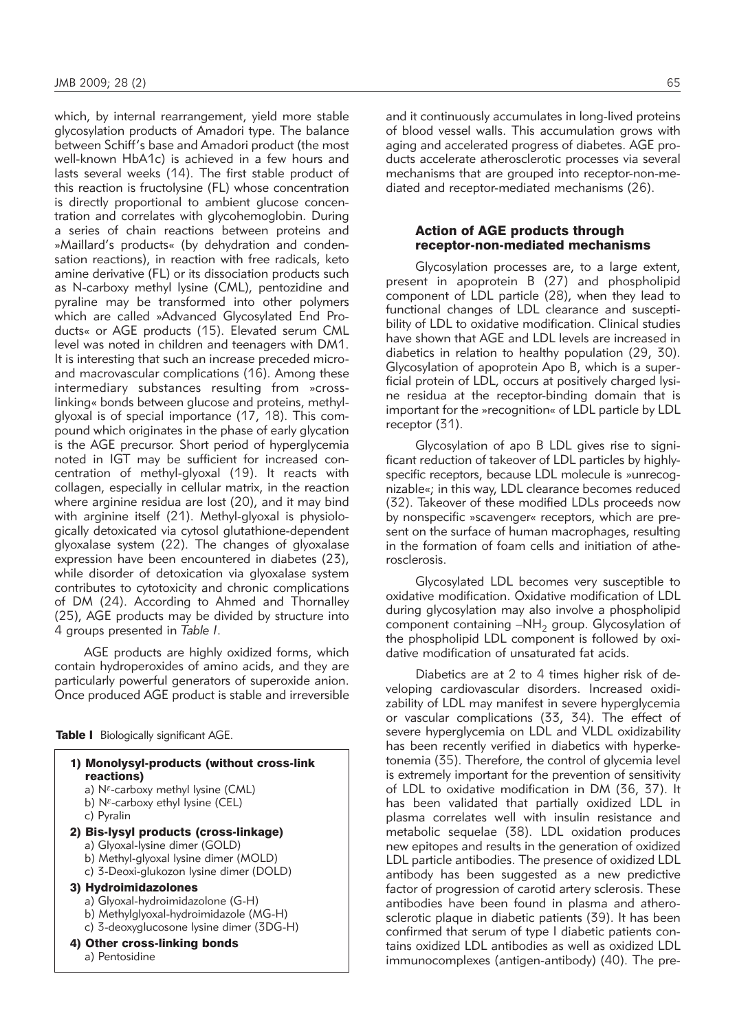which, by internal rearrangement, yield more stable glycosylation products of Amadori type. The balance between Schiff's base and Amadori product (the most well-known HbA1c) is achieved in a few hours and lasts several weeks (14). The first stable product of this reaction is fructolysine (FL) whose concentration is directly proportional to ambient glucose concentration and correlates with glycohemoglobin. During a series of chain reactions between proteins and »Maillard's products« (by dehydration and condensation reactions), in reaction with free radicals, keto amine derivative (FL) or its dissociation products such as N-carboxy methyl lysine (CML), pentozidine and pyraline may be transformed into other polymers which are called »Advanced Glycosylated End Products« or AGE products (15). Elevated serum CML level was noted in children and teenagers with DM1. It is interesting that such an increase preceded micro- and macrovascular complications (16). Among these intermediary substances resulting from »cross-linking« bonds between glucose and proteins, methyl-glyoxal is of special importance (17, 18). This compound which originates in the phase of early glycation is the AGE precursor. Short period of hyperglycemia noted in IGT may be sufficient for increased concentration of methyl-glyoxal (19). It reacts with collagen, especially in cellular matrix, in the reaction where arginine residua are lost (20), and it may bind with arginine itself (21). Methyl-glyoxal is physiologically detoxicated via cytosol glutathione-dependent glyoxalase system (22). The changes of glyoxalase expression have been encountered in diabetes (23), while disorder of detoxication via glyoxalase system contributes to cytotoxicity and chronic complications of DM (24). According to Ahmed and Thornalley (25), AGE products may be divided by structure into 4 groups presented in *Table I*.

AGE products are highly oxidized forms, which contain hydroperoxides of amino acids, and they are particularly powerful generators of superoxide anion. Once produced AGE product is stable and irreversible and it continuously accumulates in long-lived proteins of blood vessel walls. This accumulation grows with aging and accelerated progress of diabetes. AGE products accelerate atherosclerotic processes via several mechanisms that are grouped into receptor-non-mediated and receptor-mediated mechanisms (26).

**Table I** Biologically significant AGE.

**1) Monolysyl-products (without cross-link reactions)**
- a) $N^{\varepsilon}$-carboxy methyl lysine (CML)
- b) $N^{\varepsilon}$-carboxy ethyl lysine (CEL)
- c) Pyralin

**2) Bis-lysyl products (cross-linkage)**
- a) Glyoxal-lysine dimer (GOLD)
- b) Methyl-glyoxal lysine dimer (MOLD)
- c) 3-Deoxi-glukozon lysine dimer (DOLD)

**3) Hydroimidazolones**
- a) Glyoxal-hydroimidazolone (G-H)
- b) Methylglyoxal-hydroimidazole (MG-H)
- c) 3-deoxyglucosone lysine dimer (3DG-H)

**4) Other cross-linking bonds**
- a) Pentosidine

## Action of AGE products through receptor-non-mediated mechanisms

Glycosylation processes are, to a large extent, present in apoprotein B (27) and phospholipid component of LDL particle (28), when they lead to functional changes of LDL clearance and susceptibility of LDL to oxidative modification. Clinical studies have shown that AGE and LDL levels are increased in diabetics in relation to healthy population (29, 30). Glycosylation of apoprotein Apo B, which is a superficial protein of LDL, occurs at positively charged lysine residua at the receptor-binding domain that is important for the »recognition« of LDL particle by LDL receptor (31).

Glycosylation of apo B LDL gives rise to significant reduction of takeover of LDL particles by highly-specific receptors, because LDL molecule is »unrecognizable«; in this way, LDL clearance becomes reduced (32). Takeover of these modified LDLs proceeds now by nonspecific »scavenger« receptors, which are present on the surface of human macrophages, resulting in the formation of foam cells and initiation of atherosclerosis.

Glycosylated LDL becomes very susceptible to oxidative modification. Oxidative modification of LDL during glycosylation may also involve a phospholipid component containing $-NH_2$ group. Glycosylation of the phospholipid LDL component is followed by oxidative modification of unsaturated fat acids.

Diabetics are at 2 to 4 times higher risk of developing cardiovascular disorders. Increased oxidizability of LDL may manifest in severe hyperglycemia or vascular complications (33, 34). The effect of severe hyperglycemia on LDL and VLDL oxidizability has been recently verified in diabetics with hyperketonemia (35). Therefore, the control of glycemia level is extremely important for the prevention of sensitivity of LDL to oxidative modification in DM (36, 37). It has been validated that partially oxidized LDL in plasma correlates well with insulin resistance and metabolic sequelae (38). LDL oxidation produces new epitopes and results in the generation of oxidized LDL particle antibodies. The presence of oxidized LDL antibody has been suggested as a new predictive factor of progression of carotid artery sclerosis. These antibodies have been found in plasma and atherosclerotic plaque in diabetic patients (39). It has been confirmed that serum of type I diabetic patients contains oxidized LDL antibodies as well as oxidized LDL immunocomplexes (antigen-antibody) (40). The pre-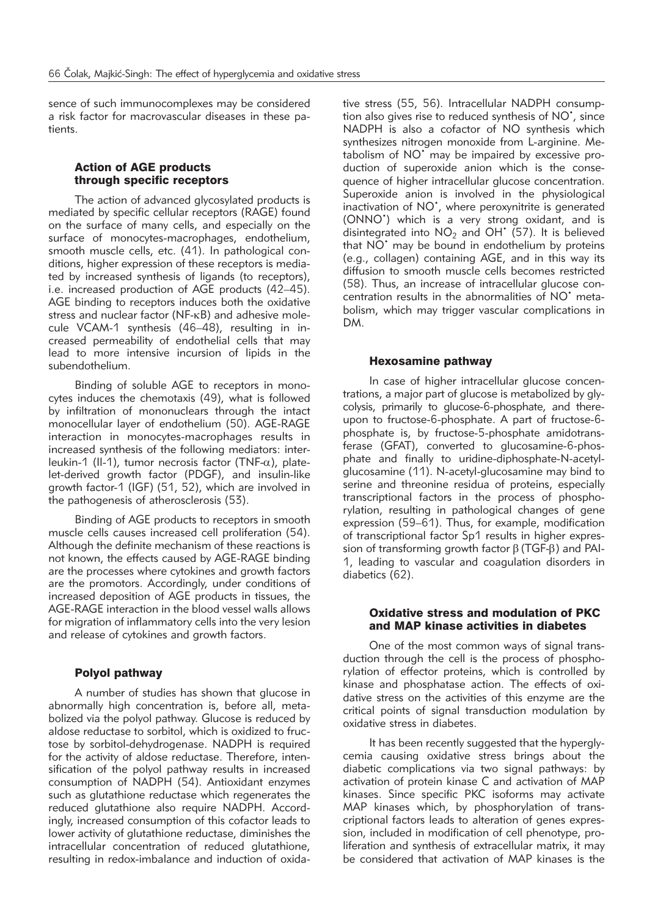sence of such immunocomplexes may be considered a risk factor for macrovascular diseases in these patients.

### Action of AGE products through specific receptors

The action of advanced glycosylated products is mediated by specific cellular receptors (RAGE) found on the surface of many cells, and especially on the surface of monocytes-macrophages, endothelium, smooth muscle cells, etc. (41). In pathological conditions, higher expression of these receptors is mediated by increased synthesis of ligands (to receptors), i.e. increased production of AGE products (42–45). AGE binding to receptors induces both the oxidative stress and nuclear factor (NF-κB) and adhesive molecule VCAM-1 synthesis (46–48), resulting in increased permeability of endothelial cells that may lead to more intensive incursion of lipids in the subendothelium.

Binding of soluble AGE to receptors in monocytes induces the chemotaxis (49), what is followed by infiltration of mononuclears through the intact monocellular layer of endothelium (50). AGE-RAGE interaction in monocytes-macrophages results in increased synthesis of the following mediators: interleukin-1 (Il-1), tumor necrosis factor (TNF-α), platelet-derived growth factor (PDGF), and insulin-like growth factor-1 (IGF) (51, 52), which are involved in the pathogenesis of atherosclerosis (53).

Binding of AGE products to receptors in smooth muscle cells causes increased cell proliferation (54). Although the definite mechanism of these reactions is not known, the effects caused by AGE-RAGE binding are the processes where cytokines and growth factors are the promotors. Accordingly, under conditions of increased deposition of AGE products in tissues, the AGE-RAGE interaction in the blood vessel walls allows for migration of inflammatory cells into the very lesion and release of cytokines and growth factors.

### Polyol pathway

A number of studies has shown that glucose in abnormally high concentration is, before all, metabolized via the polyol pathway. Glucose is reduced by aldose reductase to sorbitol, which is oxidized to fructose by sorbitol-dehydrogenase. NADPH is required for the activity of aldose reductase. Therefore, intensification of the polyol pathway results in increased consumption of NADPH (54). Antioxidant enzymes such as glutathione reductase which regenerates the reduced glutathione also require NADPH. Accordingly, increased consumption of this cofactor leads to lower activity of glutathione reductase, diminishes the intracellular concentration of reduced glutathione, resulting in redox-imbalance and induction of oxidative stress (55, 56). Intracellular NADPH consumption also gives rise to reduced synthesis of NO•, since NADPH is also a cofactor of NO synthesis which synthesizes nitrogen monoxide from L-arginine. Metabolism of NO• may be impaired by excessive production of superoxide anion which is the consequence of higher intracellular glucose concentration. Superoxide anion is involved in the physiological inactivation of NO•, where peroxynitrite is generated (ONNO•) which is a very strong oxidant, and is disintegrated into $NO_2$ and OH• (57). It is believed that NO• may be bound in endothelium by proteins (e.g., collagen) containing AGE, and in this way its diffusion to smooth muscle cells becomes restricted (58). Thus, an increase of intracellular glucose concentration results in the abnormalities of NO• metabolism, which may trigger vascular complications in DM.

### Hexosamine pathway

In case of higher intracellular glucose concentrations, a major part of glucose is metabolized by glycolysis, primarily to glucose-6-phosphate, and thereupon to fructose-6-phosphate. A part of fructose-6-phosphate is, by fructose-5-phosphate amidotransferase (GFAT), converted to glucosamine-6-phosphate and finally to uridine-diphosphate-N-acetylglucosamine (11). N-acetyl-glucosamine may bind to serine and threonine residua of proteins, especially transcriptional factors in the process of phosphorylation, resulting in pathological changes of gene expression (59–61). Thus, for example, modification of transcriptional factor Sp1 results in higher expression of transforming growth factor β (TGF-β) and PAI-1, leading to vascular and coagulation disorders in diabetics (62).

### Oxidative stress and modulation of PKC and MAP kinase activities in diabetes

One of the most common ways of signal transduction through the cell is the process of phosphorylation of effector proteins, which is controlled by kinase and phosphatase action. The effects of oxidative stress on the activities of this enzyme are the critical points of signal transduction modulation by oxidative stress in diabetes.

It has been recently suggested that the hyperglycemia causing oxidative stress brings about the diabetic complications via two signal pathways: by activation of protein kinase C and activation of MAP kinases. Since specific PKC isoforms may activate MAP kinases which, by phosphorylation of transcriptional factors leads to alteration of genes expression, included in modification of cell phenotype, proliferation and synthesis of extracellular matrix, it may be considered that activation of MAP kinases is the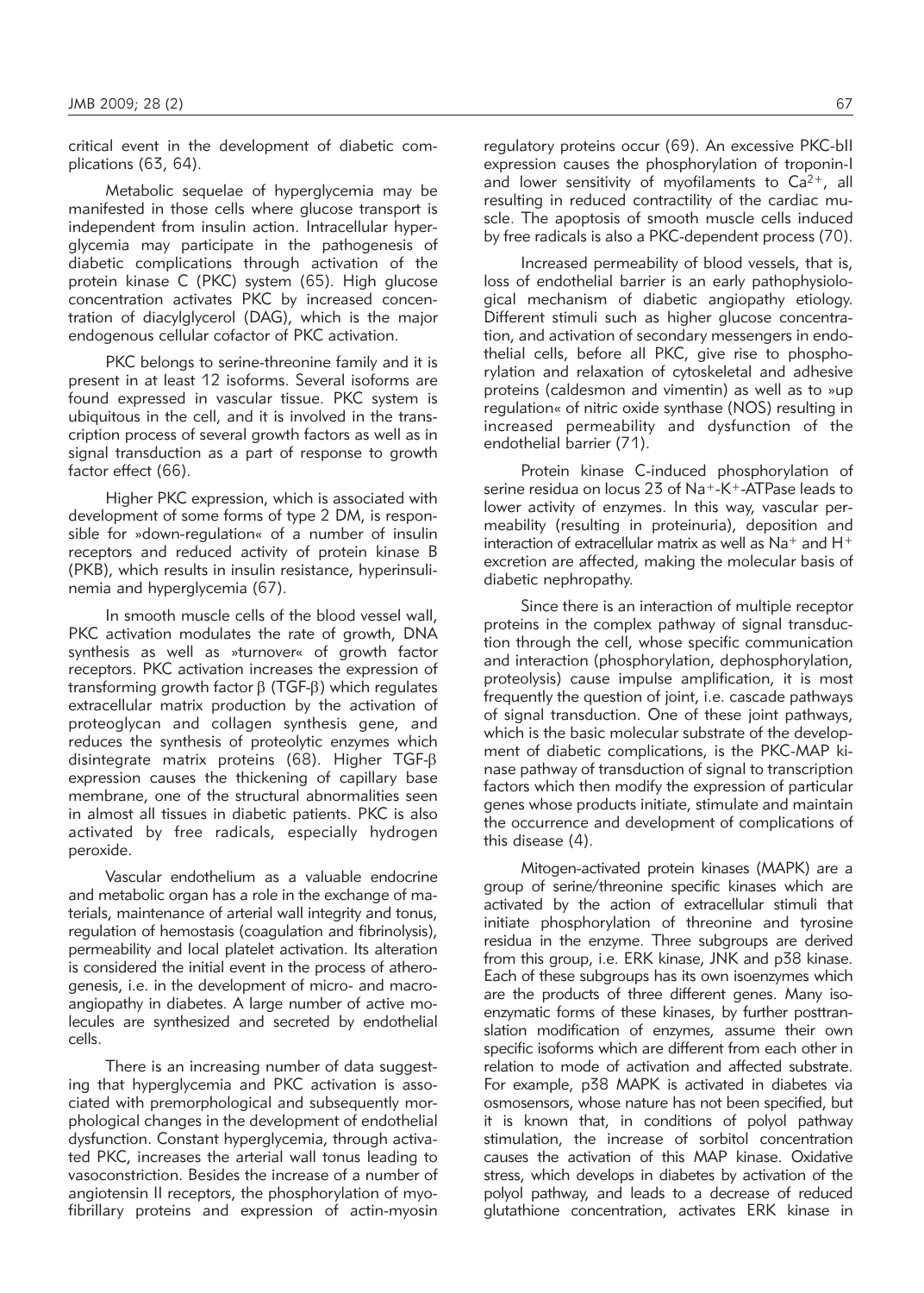critical event in the development of diabetic complications (63, 64).

Metabolic sequelae of hyperglycemia may be manifested in those cells where glucose transport is independent from insulin action. Intracellular hyperglycemia may participate in the pathogenesis of diabetic complications through activation of the protein kinase C (PKC) system (65). High glucose concentration activates PKC by increased concentration of diacylglycerol (DAG), which is the major endogenous cellular cofactor of PKC activation.

PKC belongs to serine-threonine family and it is present in at least 12 isoforms. Several isoforms are found expressed in vascular tissue. PKC system is ubiquitous in the cell, and it is involved in the transcription process of several growth factors as well as in signal transduction as a part of response to growth factor effect (66).

Higher PKC expression, which is associated with development of some forms of type 2 DM, is responsible for »down-regulation« of a number of insulin receptors and reduced activity of protein kinase B (PKB), which results in insulin resistance, hyperinsulinemia and hyperglycemia (67).

In smooth muscle cells of the blood vessel wall, PKC activation modulates the rate of growth, DNA synthesis as well as »turnover« of growth factor receptors. PKC activation increases the expression of transforming growth factor $\beta$ (TGF-$\beta$) which regulates extracellular matrix production by the activation of proteoglycan and collagen synthesis gene, and reduces the synthesis of proteolytic enzymes which disintegrate matrix proteins (68). Higher TGF-$\beta$ expression causes the thickening of capillary base membrane, one of the structural abnormalities seen in almost all tissues in diabetic patients. PKC is also activated by free radicals, especially hydrogen peroxide.

Vascular endothelium as a valuable endocrine and metabolic organ has a role in the exchange of materials, maintenance of arterial wall integrity and tonus, regulation of hemostasis (coagulation and fibrinolysis), permeability and local platelet activation. Its alteration is considered the initial event in the process of atherogenesis, i.e. in the development of micro- and macroangiopathy in diabetes. A large number of active molecules are synthesized and secreted by endothelial cells.

There is an increasing number of data suggesting that hyperglycemia and PKC activation is associated with premorphological and subsequently morphological changes in the development of endothelial dysfunction. Constant hyperglycemia, through activated PKC, increases the arterial wall tonus leading to vasoconstriction. Besides the increase of a number of angiotensin II receptors, the phosphorylation of myofibrillary proteins and expression of actin-myosin regulatory proteins occur (69). An excessive PKC-bII expression causes the phosphorylation of troponin-I and lower sensitivity of myofilaments to $Ca^{2+}$, all resulting in reduced contractility of the cardiac muscle. The apoptosis of smooth muscle cells induced by free radicals is also a PKC-dependent process (70).

Increased permeability of blood vessels, that is, loss of endothelial barrier is an early pathophysiological mechanism of diabetic angiopathy etiology. Different stimuli such as higher glucose concentration, and activation of secondary messengers in endothelial cells, before all PKC, give rise to phosphorylation and relaxation of cytoskeletal and adhesive proteins (caldesmon and vimentin) as well as to »up regulation« of nitric oxide synthase (NOS) resulting in increased permeability and dysfunction of the endothelial barrier (71).

Protein kinase C-induced phosphorylation of serine residua on locus 23 of $Na^{+}$-$K^{+}$-ATPase leads to lower activity of enzymes. In this way, vascular permeability (resulting in proteinuria), deposition and interaction of extracellular matrix as well as $Na^{+}$ and $H^{+}$ excretion are affected, making the molecular basis of diabetic nephropathy.

Since there is an interaction of multiple receptor proteins in the complex pathway of signal transduction through the cell, whose specific communication and interaction (phosphorylation, dephosphorylation, proteolysis) cause impulse amplification, it is most frequently the question of joint, i.e. cascade pathways of signal transduction. One of these joint pathways, which is the basic molecular substrate of the development of diabetic complications, is the PKC-MAP kinase pathway of transduction of signal to transcription factors which then modify the expression of particular genes whose products initiate, stimulate and maintain the occurrence and development of complications of this disease (4).

Mitogen-activated protein kinases (MAPK) are a group of serine/threonine specific kinases which are activated by the action of extracellular stimuli that initiate phosphorylation of threonine and tyrosine residua in the enzyme. Three subgroups are derived from this group, i.e. ERK kinase, JNK and p38 kinase. Each of these subgroups has its own isoenzymes which are the products of three different genes. Many isoenzymatic forms of these kinases, by further posttranslation modification of enzymes, assume their own specific isoforms which are different from each other in relation to mode of activation and affected substrate. For example, p38 MAPK is activated in diabetes via osmosensors, whose nature has not been specified, but it is known that, in conditions of polyol pathway stimulation, the increase of sorbitol concentration causes the activation of this MAP kinase. Oxidative stress, which develops in diabetes by activation of the polyol pathway, and leads to a decrease of reduced glutathione concentration, activates ERK kinase in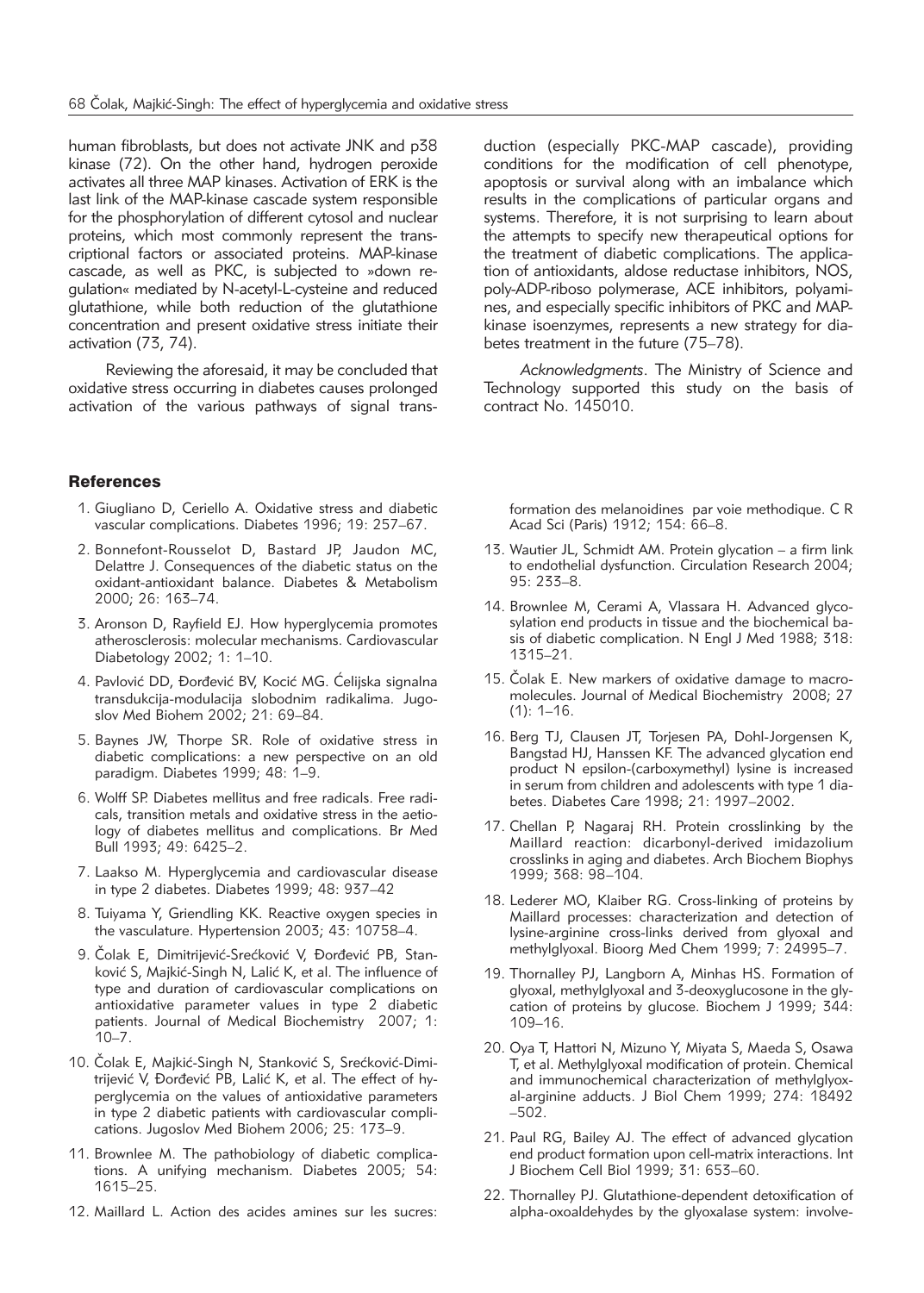human fibroblasts, but does not activate JNK and p38 kinase (72). On the other hand, hydrogen peroxide activates all three MAP kinases. Activation of ERK is the last link of the MAP-kinase cascade system responsible for the phosphorylation of different cytosol and nuclear proteins, which most commonly represent the transcriptional factors or associated proteins. MAP-kinase cascade, as well as PKC, is subjected to »down regulation« mediated by N-acetyl-L-cysteine and reduced glutathione, while both reduction of the glutathione concentration and present oxidative stress initiate their activation (73, 74).

Reviewing the aforesaid, it may be concluded that oxidative stress occurring in diabetes causes prolonged activation of the various pathways of signal transduction (especially PKC-MAP cascade), providing conditions for the modification of cell phenotype, apoptosis or survival along with an imbalance which results in the complications of particular organs and systems. Therefore, it is not surprising to learn about the attempts to specify new therapeutical options for the treatment of diabetic complications. The application of antioxidants, aldose reductase inhibitors, NOS, poly-ADP-riboso polymerase, ACE inhibitors, polyamines, and especially specific inhibitors of PKC and MAP-kinase isoenzymes, represents a new strategy for diabetes treatment in the future (75–78).

*Acknowledgments*. The Ministry of Science and Technology supported this study on the basis of contract No. 145010.

## References

1. Giugliano D, Ceriello A. Oxidative stress and diabetic vascular complications. Diabetes 1996; 19: 257–67.
2. Bonnefont-Rousselot D, Bastard JP, Jaudon MC, Delattre J. Consequences of the diabetic status on the oxidant-antioxidant balance. Diabetes & Metabolism 2000; 26: 163–74.
3. Aronson D, Rayfield EJ. How hyperglycemia promotes atherosclerosis: molecular mechanisms. Cardiovascular Diabetology 2002; 1: 1–10.
4. Pavlović DD, Đorđević BV, Kocić MG. Ćelijska signalna transdukcija-modulacija slobodnim radikalima. Jugoslov Med Biohem 2002; 21: 69–84.
5. Baynes JW, Thorpe SR. Role of oxidative stress in diabetic complications: a new perspective on an old paradigm. Diabetes 1999; 48: 1–9.
6. Wolff SP. Diabetes mellitus and free radicals. Free radicals, transition metals and oxidative stress in the aetiology of diabetes mellitus and complications. Br Med Bull 1993; 49: 6425–2.
7. Laakso M. Hyperglycemia and cardiovascular disease in type 2 diabetes. Diabetes 1999; 48: 937–42
8. Tuiyama Y, Griendling KK. Reactive oxygen species in the vasculature. Hypertension 2003; 43: 10758–4.
9. Čolak E, Dimitrijević-Srećković V, Đorđević PB, Stanković S, Majkić-Singh N, Lalić K, et al. The influence of type and duration of cardiovascular complications on antioxidative parameter values in type 2 diabetic patients. Journal of Medical Biochemistry 2007; 1: 10–7.
10. Čolak E, Majkić-Singh N, Stanković S, Srećković-Dimitrijević V, Đorđević PB, Lalić K, et al. The effect of hyperglycemia on the values of antioxidative parameters in type 2 diabetic patients with cardiovascular complications. Jugoslov Med Biohem 2006; 25: 173–9.
11. Brownlee M. The pathobiology of diabetic complications. A unifying mechanism. Diabetes 2005; 54: 1615–25.
12. Maillard L. Action des acides amines sur les sucres: formation des melanoidines par voie methodique. C R Acad Sci (Paris) 1912; 154: 66–8.
13. Wautier JL, Schmidt AM. Protein glycation – a firm link to endothelial dysfunction. Circulation Research 2004; 95: 233–8.
14. Brownlee M, Cerami A, Vlassara H. Advanced glycosylation end products in tissue and the biochemical basis of diabetic complication. N Engl J Med 1988; 318: 1315–21.
15. Čolak E. New markers of oxidative damage to macromolecules. Journal of Medical Biochemistry 2008; 27 (1): 1–16.
16. Berg TJ, Clausen JT, Torjesen PA, Dohl-Jorgensen K, Bangstad HJ, Hanssen KF. The advanced glycation end product N epsilon-(carboxymethyl) lysine is increased in serum from children and adolescents with type 1 diabetes. Diabetes Care 1998; 21: 1997–2002.
17. Chellan P, Nagaraj RH. Protein crosslinking by the Maillard reaction: dicarbonyl-derived imidazolium crosslinks in aging and diabetes. Arch Biochem Biophys 1999; 368: 98–104.
18. Lederer MO, Klaiber RG. Cross-linking of proteins by Maillard processes: characterization and detection of lysine-arginine cross-links derived from glyoxal and methylglyoxal. Bioorg Med Chem 1999; 7: 24995–7.
19. Thornalley PJ, Langborn A, Minhas HS. Formation of glyoxal, methylglyoxal and 3-deoxyglucosone in the glycation of proteins by glucose. Biochem J 1999; 344: 109–16.
20. Oya T, Hattori N, Mizuno Y, Miyata S, Maeda S, Osawa T, et al. Methylglyoxal modification of protein. Chemical and immunochemical characterization of methylglyoxal-arginine adducts. J Biol Chem 1999; 274: 18492–502.
21. Paul RG, Bailey AJ. The effect of advanced glycation end product formation upon cell-matrix interactions. Int J Biochem Cell Biol 1999; 31: 653–60.
22. Thornalley PJ. Glutathione-dependent detoxification of alpha-oxoaldehydes by the glyoxalase system: involve-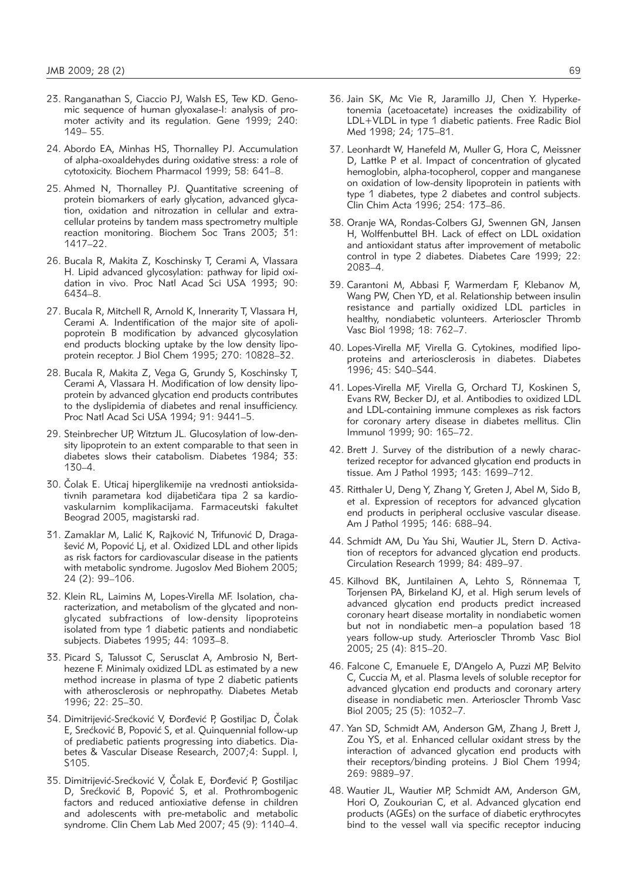23. Ranganathan S, Ciaccio PJ, Walsh ES, Tew KD. Genomic sequence of human glyoxalase-I: analysis of promoter activity and its regulation. Gene 1999; 240: 149– 55.

24. Abordo EA, Minhas HS, Thornalley PJ. Accumulation of alpha-oxoaldehydes during oxidative stress: a role of cytotoxicity. Biochem Pharmacol 1999; 58: 641–8.

25. Ahmed N, Thornalley PJ. Quantitative screening of protein biomarkers of early glycation, advanced glycation, oxidation and nitrozation in cellular and extracellular proteins by tandem mass spectrometry multiple reaction monitoring. Biochem Soc Trans 2003; 31: 1417–22.

26. Bucala R, Makita Z, Koschinsky T, Cerami A, Vlassara H. Lipid advanced glycosylation: pathway for lipid oxidation in vivo. Proc Natl Acad Sci USA 1993; 90: 6434–8.

27. Bucala R, Mitchell R, Arnold K, Innerarity T, Vlassara H, Cerami A. Indentification of the major site of apolipoprotein B modification by advanced glycosylation end products blocking uptake by the low density lipoprotein receptor. J Biol Chem 1995; 270: 10828–32.

28. Bucala R, Makita Z, Vega G, Grundy S, Koschinsky T, Cerami A, Vlassara H. Modification of low density lipoprotein by advanced glycation end products contributes to the dyslipidemia of diabetes and renal insufficiency. Proc Natl Acad Sci USA 1994; 91: 9441–5.

29. Steinbrecher UP, Witztum JL. Glucosylation of low-density lipoprotein to an extent comparable to that seen in diabetes slows their catabolism. Diabetes 1984; 33: 130–4.

30. Čolak E. Uticaj hiperglikemije na vrednosti antioksidativnih parametara kod dijabetičara tipa 2 sa kardiovaskularnim komplikacijama. Farmaceutski fakultet Beograd 2005, magistarski rad.

31. Zamaklar M, Lalić K, Rajković N, Trifunović D, Dragašević M, Popović Lj, et al. Oxidized LDL and other lipids as risk factors for cardiovascular disease in the patients with metabolic syndrome. Jugoslov Med Biohem 2005; 24 (2): 99–106.

32. Klein RL, Laimins M, Lopes-Virella MF. Isolation, characterization, and metabolism of the glycated and nonglycated subfractions of low-density lipoproteins isolated from type 1 diabetic patients and nondiabetic subjects. Diabetes 1995; 44: 1093–8.

33. Picard S, Talussot C, Serusclat A, Ambrosio N, Berthezene F. Minimaly oxidized LDL as estimated by a new method increase in plasma of type 2 diabetic patients with atherosclerosis or nephropathy. Diabetes Metab 1996; 22: 25–30.

34. Dimitrijević-Srećković V, Đorđević P, Gostiljac D, Čolak E, Srećković B, Popović S, et al. Quinquennial follow-up of prediabetic patients progressing into diabetics. Diabetes & Vascular Disease Research, 2007;4: Suppl. I, S105.

35. Dimitrijević-Srećković V, Čolak E, Đorđević P, Gostiljac D, Srećković B, Popović S, et al. Prothrombogenic factors and reduced antioxiative defense in children and adolescents with pre-metabolic and metabolic syndrome. Clin Chem Lab Med 2007; 45 (9): 1140–4.

36. Jain SK, Mc Vie R, Jaramillo JJ, Chen Y. Hyperketonemia (acetoacetate) increases the oxidizability of LDL+VLDL in type 1 diabetic patients. Free Radic Biol Med 1998; 24; 175–81.

37. Leonhardt W, Hanefeld M, Muller G, Hora C, Meissner D, Lattke P et al. Impact of concentration of glycated hemoglobin, alpha-tocopherol, copper and manganese on oxidation of low-density lipoprotein in patients with type 1 diabetes, type 2 diabetes and control subjects. Clin Chim Acta 1996; 254: 173–86.

38. Oranje WA, Rondas-Colbers GJ, Swennen GN, Jansen H, Wolffenbuttel BH. Lack of effect on LDL oxidation and antioxidant status after improvement of metabolic control in type 2 diabetes. Diabetes Care 1999; 22: 2083–4.

39. Carantoni M, Abbasi F, Warmerdam F, Klebanov M, Wang PW, Chen YD, et al. Relationship between insulin resistance and partially oxidized LDL particles in healthy, nondiabetic volunteers. Arterioscler Thromb Vasc Biol 1998; 18: 762–7.

40. Lopes-Virella MF, Virella G. Cytokines, modified lipoproteins and arteriosclerosis in diabetes. Diabetes 1996; 45: S40–S44.

41. Lopes-Virella MF, Virella G, Orchard TJ, Koskinen S, Evans RW, Becker DJ, et al. Antibodies to oxidized LDL and LDL-containing immune complexes as risk factors for coronary artery disease in diabetes mellitus. Clin Immunol 1999; 90: 165–72.

42. Brett J. Survey of the distribution of a newly characterized receptor for advanced glycation end products in tissue. Am J Pathol 1993; 143: 1699–712.

43. Ritthaler U, Deng Y, Zhang Y, Greten J, Abel M, Sido B, et al. Expression of receptors for advanced glycation end products in peripheral occlusive vascular disease. Am J Pathol 1995; 146: 688–94.

44. Schmidt AM, Du Yau Shi, Wautier JL, Stern D. Activation of receptors for advanced glycation end products. Circulation Research 1999; 84: 489–97.

45. Kilhovd BK, Juntilainen A, Lehto S, Rönnemaa T, Torjensen PA, Birkeland KJ, et al. High serum levels of advanced glycation end products predict increased coronary heart disease mortality in nondiabetic women but not in nondiabetic men–a population based 18 years follow-up study. Arterioscler Thromb Vasc Biol 2005; 25 (4): 815–20.

46. Falcone C, Emanuele E, D'Angelo A, Puzzi MP, Belvito C, Cuccia M, et al. Plasma levels of soluble receptor for advanced glycation end products and coronary artery disease in nondiabetic men. Arterioscler Thromb Vasc Biol 2005; 25 (5): 1032–7.

47. Yan SD, Schmidt AM, Anderson GM, Zhang J, Brett J, Zou YS, et al. Enhanced cellular oxidant stress by the interaction of advanced glycation end products with their receptors/binding proteins. J Biol Chem 1994; 269: 9889–97.

48. Wautier JL, Wautier MP, Schmidt AM, Anderson GM, Hori O, Zoukourian C, et al. Advanced glycation end products (AGEs) on the surface of diabetic erythrocytes bind to the vessel wall via specific receptor inducing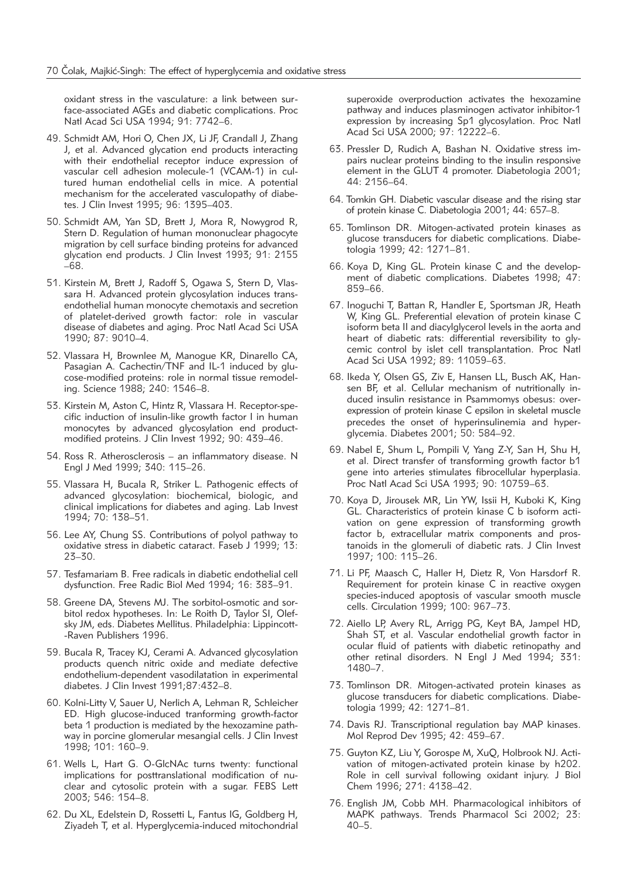oxidant stress in the vasculature: a link between surface-associated AGEs and diabetic complications. Proc Natl Acad Sci USA 1994; 91: 7742–6.

49. Schmidt AM, Hori O, Chen JX, Li JF, Crandall J, Zhang J, et al. Advanced glycation end products interacting with their endothelial receptor induce expression of vascular cell adhesion molecule-1 (VCAM-1) in cultured human endothelial cells in mice. A potential mechanism for the accelerated vasculopathy of diabetes. J Clin Invest 1995; 96: 1395–403.
50. Schmidt AM, Yan SD, Brett J, Mora R, Nowygrod R, Stern D. Regulation of human mononuclear phagocyte migration by cell surface binding proteins for advanced glycation end products. J Clin Invest 1993; 91: 2155–68.
51. Kirstein M, Brett J, Radoff S, Ogawa S, Stern D, Vlassara H. Advanced protein glycosylation induces transendothelial human monocyte chemotaxis and secretion of platelet-derived growth factor: role in vascular disease of diabetes and aging. Proc Natl Acad Sci USA 1990; 87: 9010–4.
52. Vlassara H, Brownlee M, Manogue KR, Dinarello CA, Pasagian A. Cachectin/TNF and IL-1 induced by glucose-modified proteins: role in normal tissue remodeling. Science 1988; 240: 1546–8.
53. Kirstein M, Aston C, Hintz R, Vlassara H. Receptor-specific induction of insulin-like growth factor I in human monocytes by advanced glycosylation end product-modified proteins. J Clin Invest 1992; 90: 439–46.
54. Ross R. Atherosclerosis – an inflammatory disease. N Engl J Med 1999; 340: 115–26.
55. Vlassara H, Bucala R, Striker L. Pathogenic effects of advanced glycosylation: biochemical, biologic, and clinical implications for diabetes and aging. Lab Invest 1994; 70: 138–51.
56. Lee AY, Chung SS. Contributions of polyol pathway to oxidative stress in diabetic cataract. Faseb J 1999; 13: 23–30.
57. Tesfamariam B. Free radicals in diabetic endothelial cell dysfunction. Free Radic Biol Med 1994; 16: 383–91.
58. Greene DA, Stevens MJ. The sorbitol-osmotic and sorbitol redox hypotheses. In: Le Roith D, Taylor SI, Olefsky JM, eds. Diabetes Mellitus. Philadelphia: Lippincott-Raven Publishers 1996.
59. Bucala R, Tracey KJ, Cerami A. Advanced glycosylation products quench nitric oxide and mediate defective endothelium-dependent vasodilatation in experimental diabetes. J Clin Invest 1991;87:432–8.
60. Kolni-Litty V, Sauer U, Nerlich A, Lehman R, Schleicher ED. High glucose-induced tranforming growth-factor beta 1 production is mediated by the hexozamine pathway in porcine glomerular mesangial cells. J Clin Invest 1998; 101: 160–9.
61. Wells L, Hart G. O-GlcNAc turns twenty: functional implications for posttranslational modification of nuclear and cytosolic protein with a sugar. FEBS Lett 2003; 546: 154–8.
62. Du XL, Edelstein D, Rossetti L, Fantus IG, Goldberg H, Ziyadeh T, et al. Hyperglycemia-induced mitochondrial superoxide overproduction activates the hexozamine pathway and induces plasminogen activator inhibitor-1 expression by increasing Sp1 glycosylation. Proc Natl Acad Sci USA 2000; 97: 12222–6.
63. Pressler D, Rudich A, Bashan N. Oxidative stress impairs nuclear proteins binding to the insulin responsive element in the GLUT 4 promoter. Diabetologia 2001; 44: 2156–64.
64. Tomkin GH. Diabetic vascular disease and the rising star of protein kinase C. Diabetologia 2001; 44: 657–8.
65. Tomlinson DR. Mitogen-activated protein kinases as glucose transducers for diabetic complications. Diabetologia 1999; 42: 1271–81.
66. Koya D, King GL. Protein kinase C and the development of diabetic complications. Diabetes 1998; 47: 859–66.
67. Inoguchi T, Battan R, Handler E, Sportsman JR, Heath W, King GL. Preferential elevation of protein kinase C isoform beta II and diacylglycerol levels in the aorta and heart of diabetic rats: differential reversibility to glycemic control by islet cell transplantation. Proc Natl Acad Sci USA 1992; 89: 11059–63.
68. Ikeda Y, Olsen GS, Ziv E, Hansen LL, Busch AK, Hansen BF, et al. Cellular mechanism of nutritionally induced insulin resistance in Psammomys obesus: overexpression of protein kinase C epsilon in skeletal muscle precedes the onset of hyperinsulinemia and hyperglycemia. Diabetes 2001; 50: 584–92.
69. Nabel E, Shum L, Pompili V, Yang Z-Y, San H, Shu H, et al. Direct transfer of transforming growth factor b1 gene into arteries stimulates fibrocellular hyperplasia. Proc Natl Acad Sci USA 1993; 90: 10759–63.
70. Koya D, Jirousek MR, Lin YW, Issii H, Kuboki K, King GL. Characteristics of protein kinase C b isoform activation on gene expression of transforming growth factor b, extracellular matrix components and prostanoids in the glomeruli of diabetic rats. J Clin Invest 1997; 100: 115–26.
71. Li PF, Maasch C, Haller H, Dietz R, Von Harsdorf R. Requirement for protein kinase C in reactive oxygen species-induced apoptosis of vascular smooth muscle cells. Circulation 1999; 100: 967–73.
72. Aiello LP, Avery RL, Arrigg PG, Keyt BA, Jampel HD, Shah ST, et al. Vascular endothelial growth factor in ocular fluid of patients with diabetic retinopathy and other retinal disorders. N Engl J Med 1994; 331: 1480–7.
73. Tomlinson DR. Mitogen-activated protein kinases as glucose transducers for diabetic complications. Diabetologia 1999; 42: 1271–81.
74. Davis RJ. Transcriptional regulation bay MAP kinases. Mol Reprod Dev 1995; 42: 459–67.
75. Guyton KZ, Liu Y, Gorospe M, XuQ, Holbrook NJ. Activation of mitogen-activated protein kinase by h202. Role in cell survival following oxidant injury. J Biol Chem 1996; 271: 4138–42.
76. English JM, Cobb MH. Pharmacological inhibitors of MAPK pathways. Trends Pharmacol Sci 2002; 23: 40–5.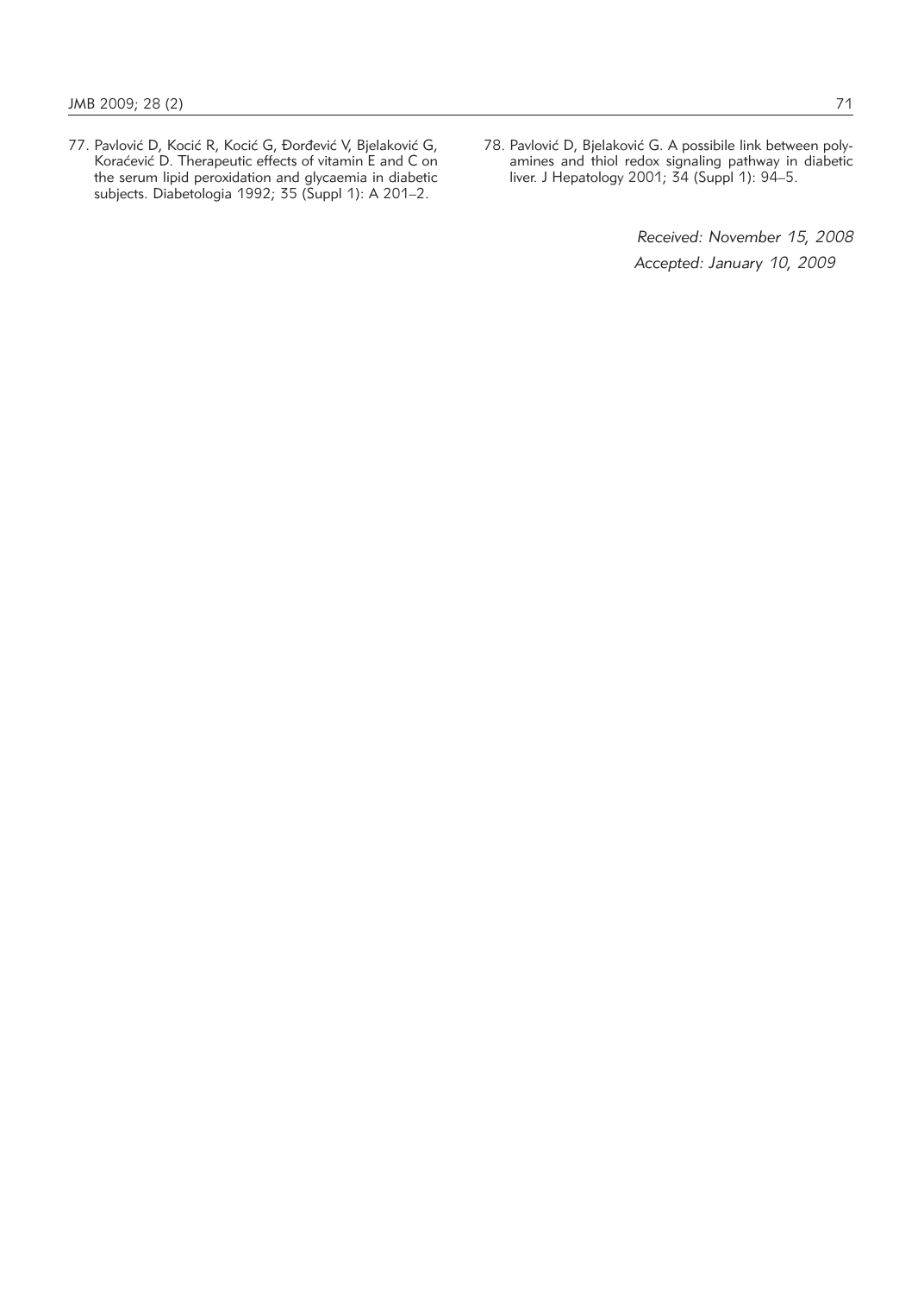77. Pavlović D, Kocić R, Kocić G, Đorđević V, Bjelaković G, Koraćević D. Therapeutic effects of vitamin E and C on the serum lipid peroxidation and glycaemia in diabetic subjects. Diabetologia 1992; 35 (Suppl 1): A 201–2.

78. Pavlović D, Bjelaković G. A possibile link between polyamines and thiol redox signaling pathway in diabetic liver. J Hepatology 2001; 34 (Suppl 1): 94–5.

*Received: November 15, 2008*

*Accepted: January 10, 2009*